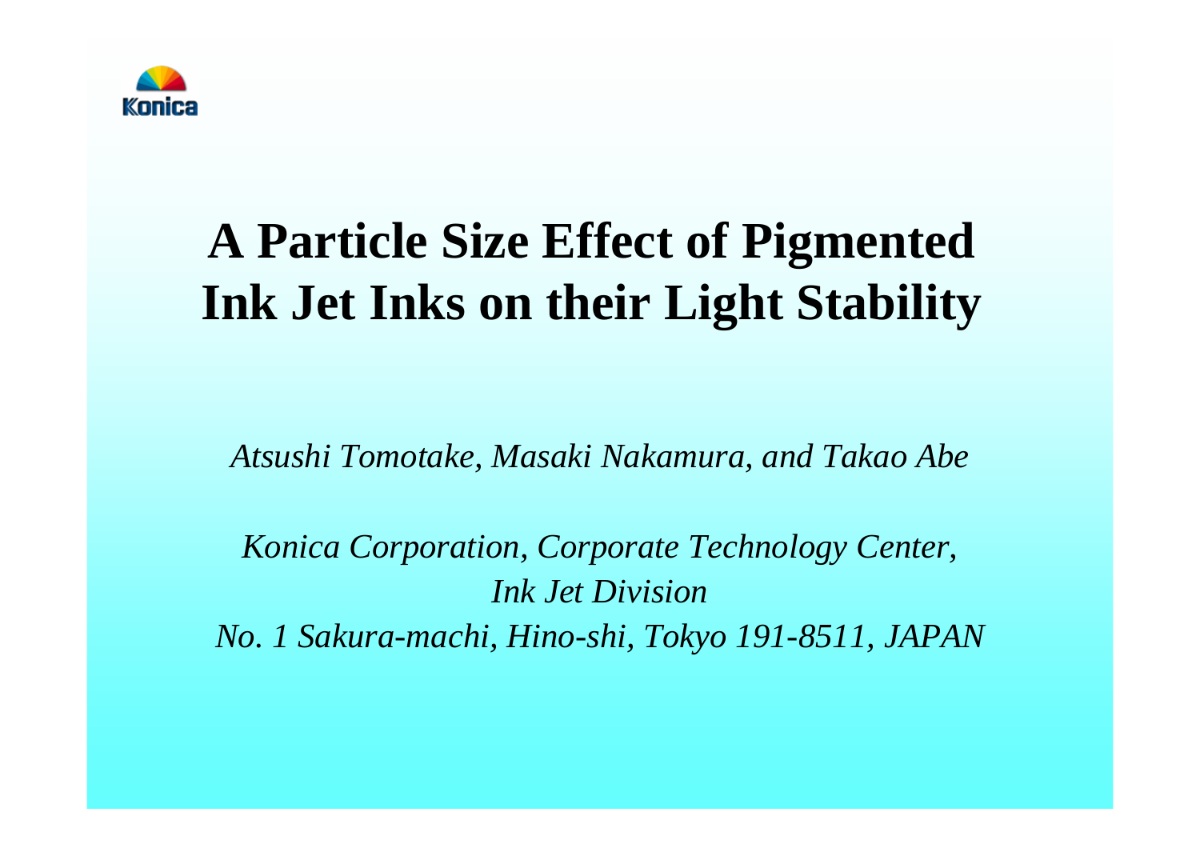Konica

# A Particle Size Effect of Pigmented Ink Jet Inks on their Light Stability

*Atsushi Tomotake, Masaki Nakamura, and Takao Abe*

*Konica Corporation, Corporate Technology Center,*
*Ink Jet Division*
*No. 1 Sakura-machi, Hino-shi, Tokyo 191-8511, JAPAN*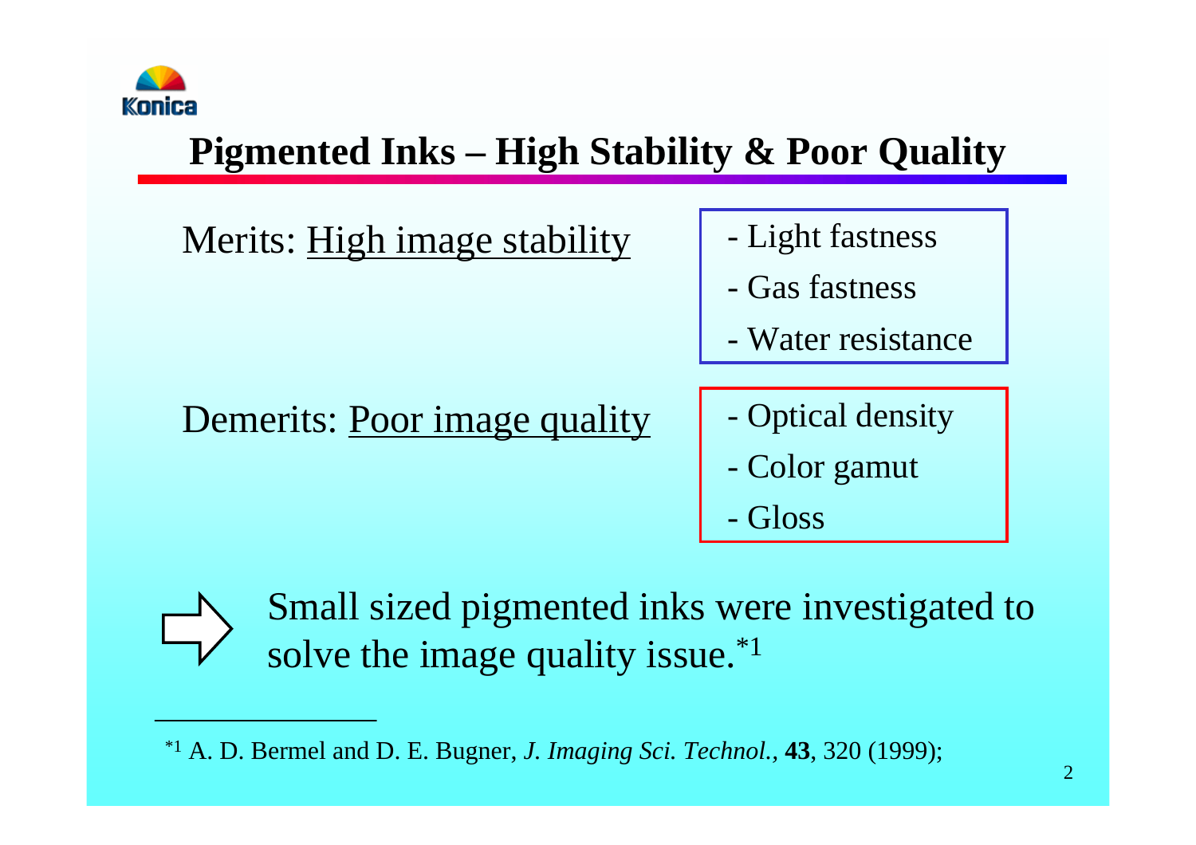# Pigmented Inks – High Stability & Poor Quality

Merits: High image stability

- Light fastness
- Gas fastness
- Water resistance

Demerits: Poor image quality

- Optical density
- Color gamut
- Gloss

⇨ Small sized pigmented inks were investigated to solve the image quality issue.[*1]

---

[*1] A. D. Bermel and D. E. Bugner, *J. Imaging Sci. Technol.,* **43**, 320 (1999);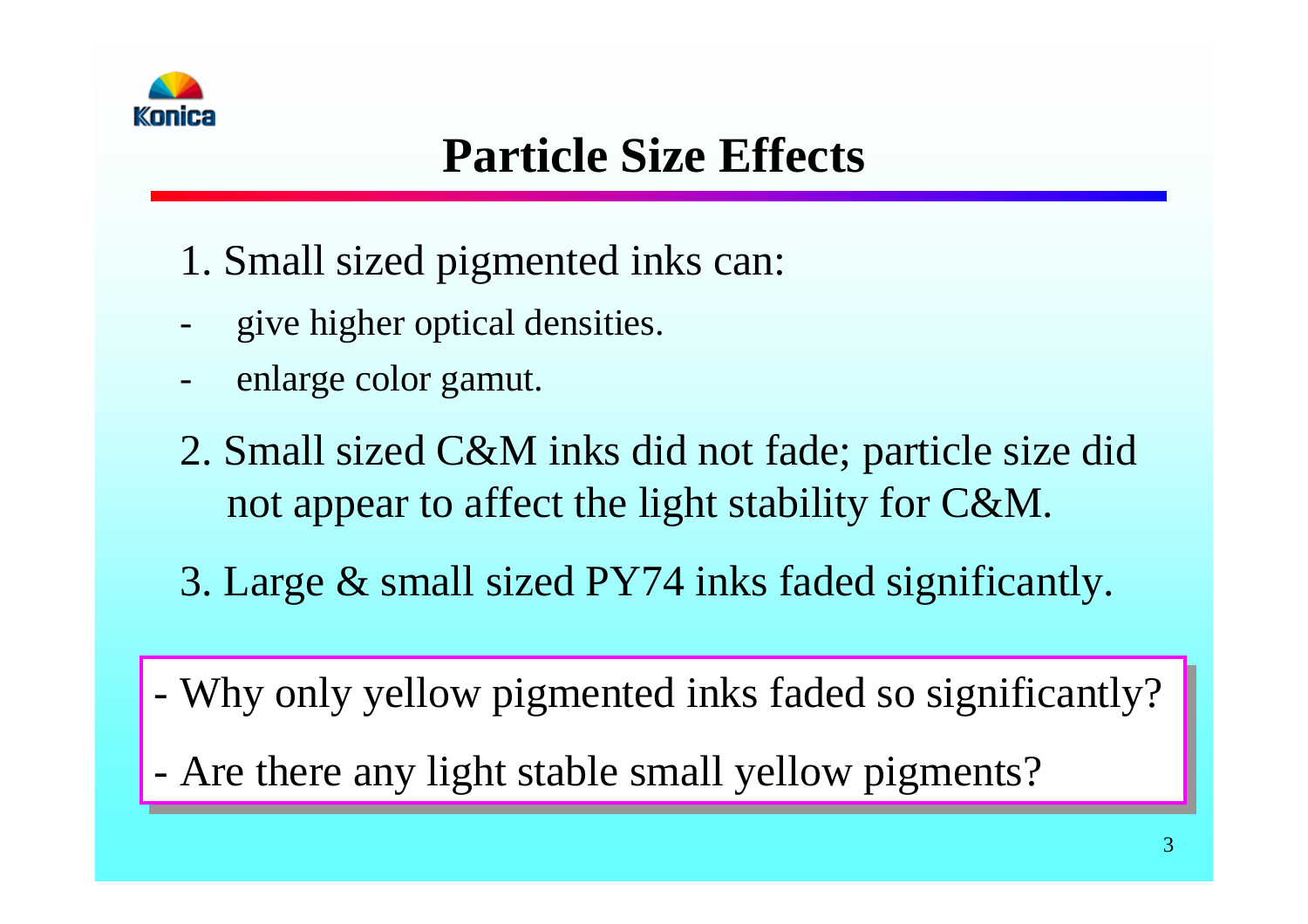# Particle Size Effects

1. Small sized pigmented inks can:

- give higher optical densities.
- enlarge color gamut.

2. Small sized C&M inks did not fade; particle size did not appear to affect the light stability for C&M.

3. Large & small sized PY74 inks faded significantly.

- Why only yellow pigmented inks faded so significantly?
- Are there any light stable small yellow pigments?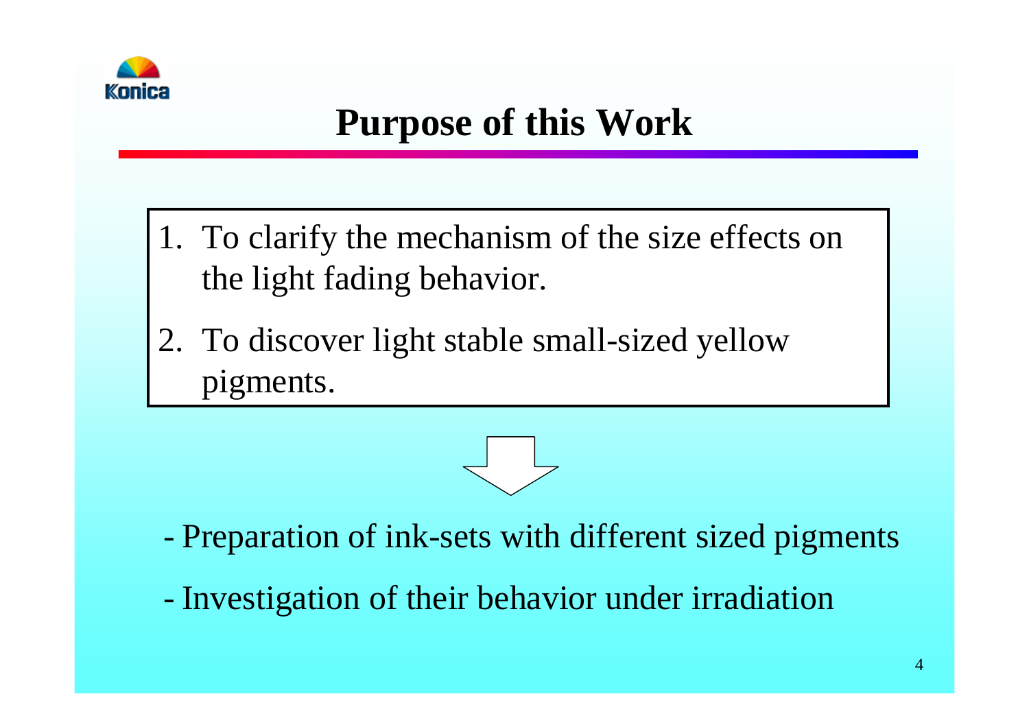# Purpose of this Work

1. To clarify the mechanism of the size effects on the light fading behavior.
2. To discover light stable small-sized yellow pigments.

- Preparation of ink-sets with different sized pigments
- Investigation of their behavior under irradiation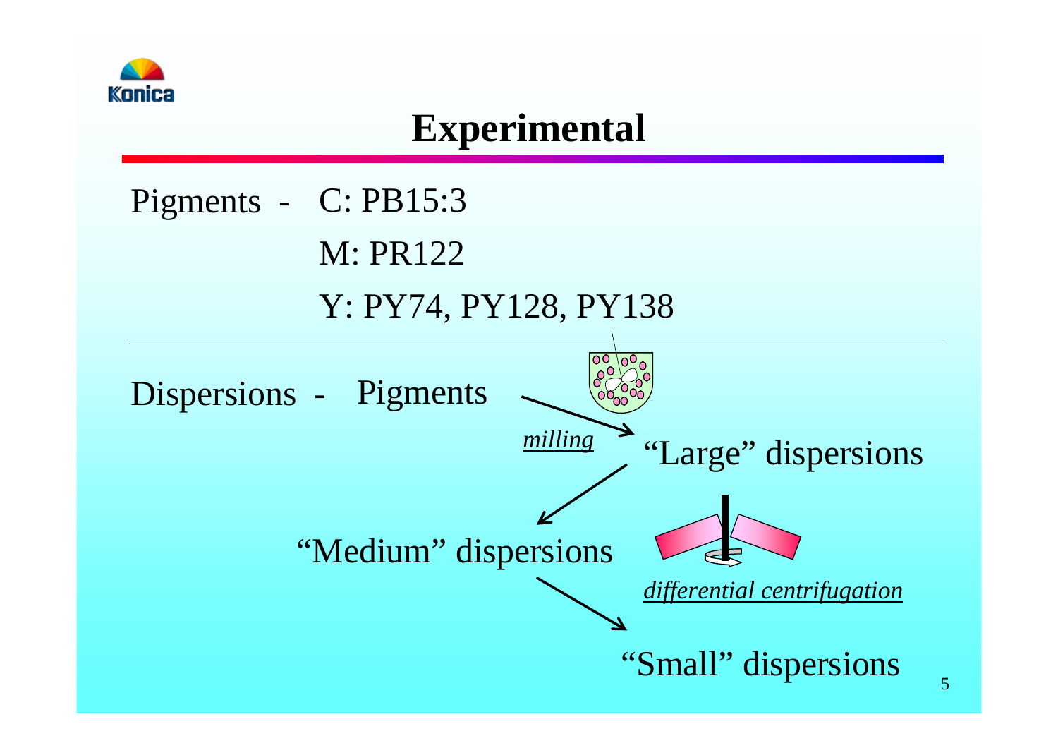# Experimental

Pigments - C: PB15:3

M: PR122

Y: PY74, PY128, PY138

---

Dispersions - Pigments → *milling* → "Large" dispersions → "Medium" dispersions → "Small" dispersions

*differential centrifugation*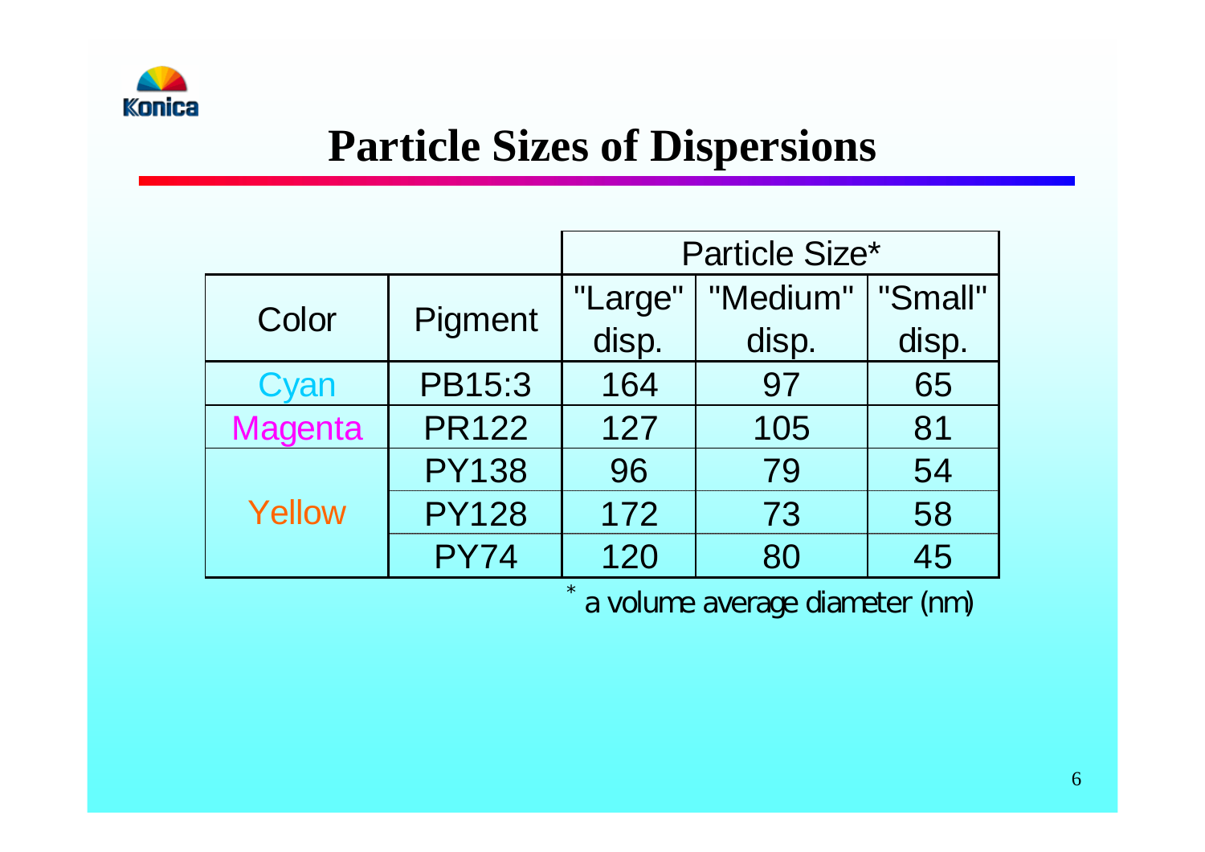# Particle Sizes of Dispersions

| Color | Pigment | Particle Size* | | |
|---|---|---|---|---|
| | | "Large" disp. | "Medium" disp. | "Small" disp. |
| Cyan | PB15:3 | 164 | 97 | 65 |
| Magenta | PR122 | 127 | 105 | 81 |
| Yellow | PY138 | 96 | 79 | 54 |
| | PY128 | 172 | 73 | 58 |
| | PY74 | 120 | 80 | 45 |

* a volume average diameter (nm)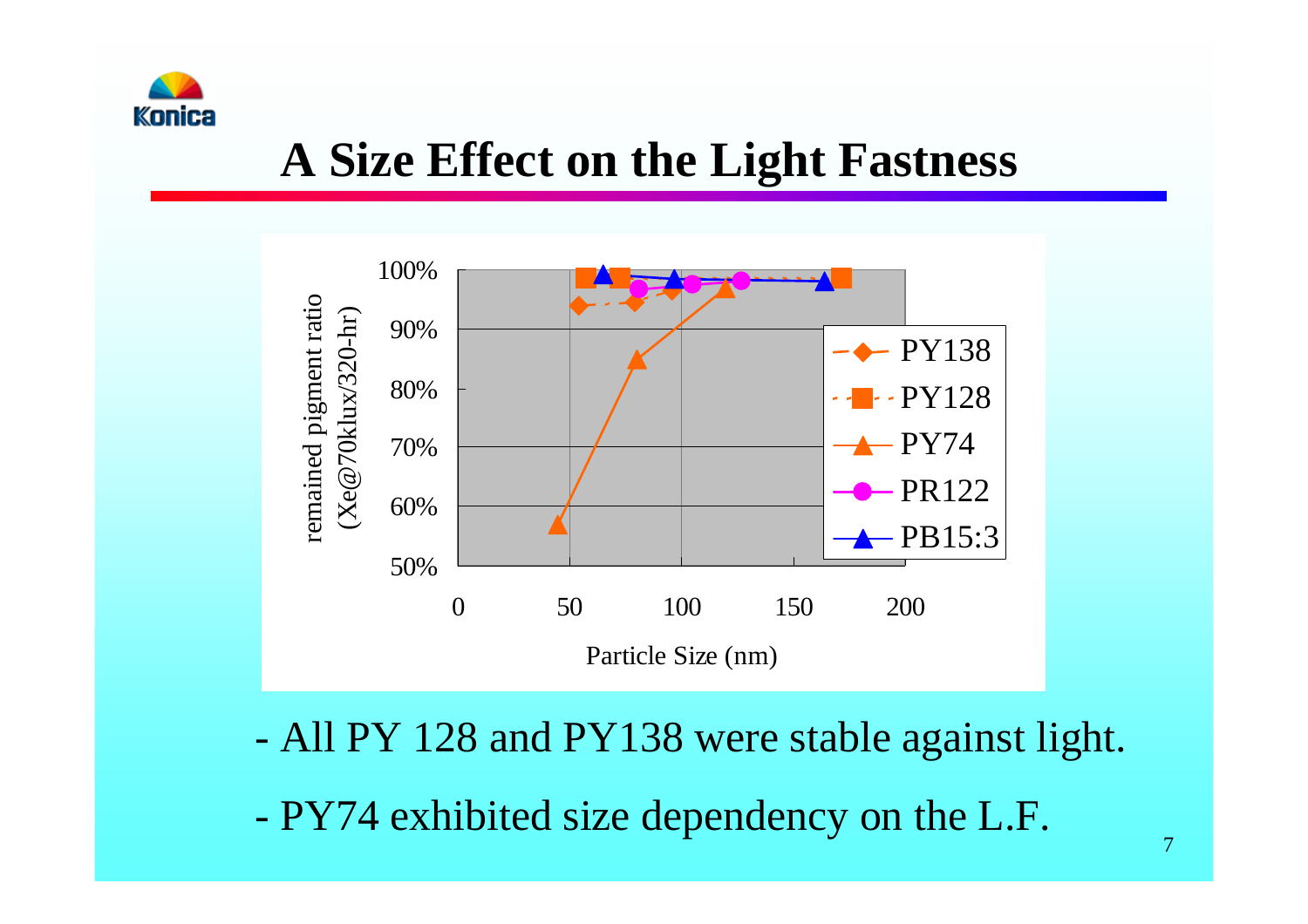# A Size Effect on the Light Fastness

- All PY 128 and PY138 were stable against light.
- PY74 exhibited size dependency on the L.F.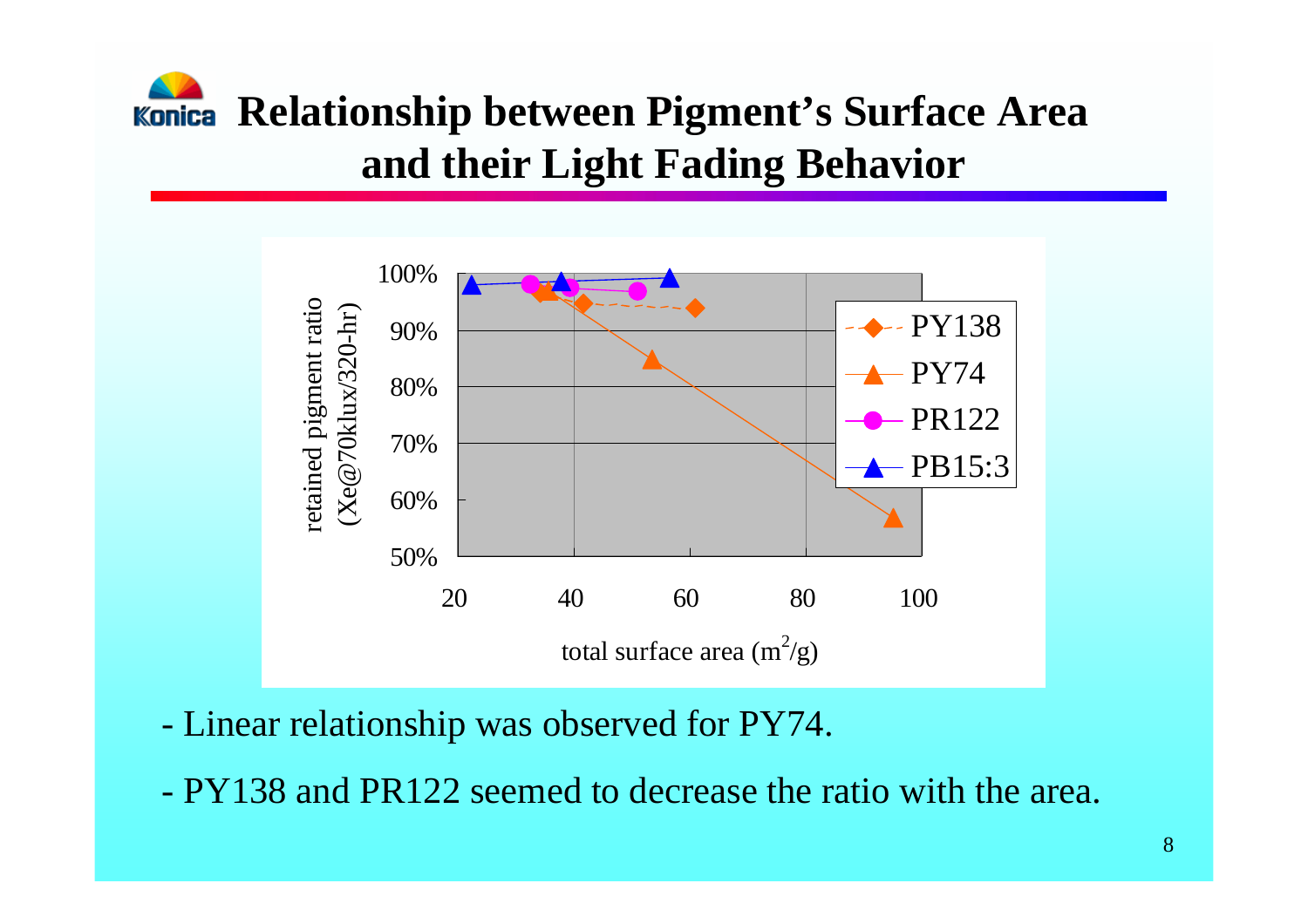# Relationship between Pigment's Surface Area and their Light Fading Behavior

- Linear relationship was observed for PY74.
- PY138 and PR122 seemed to decrease the ratio with the area.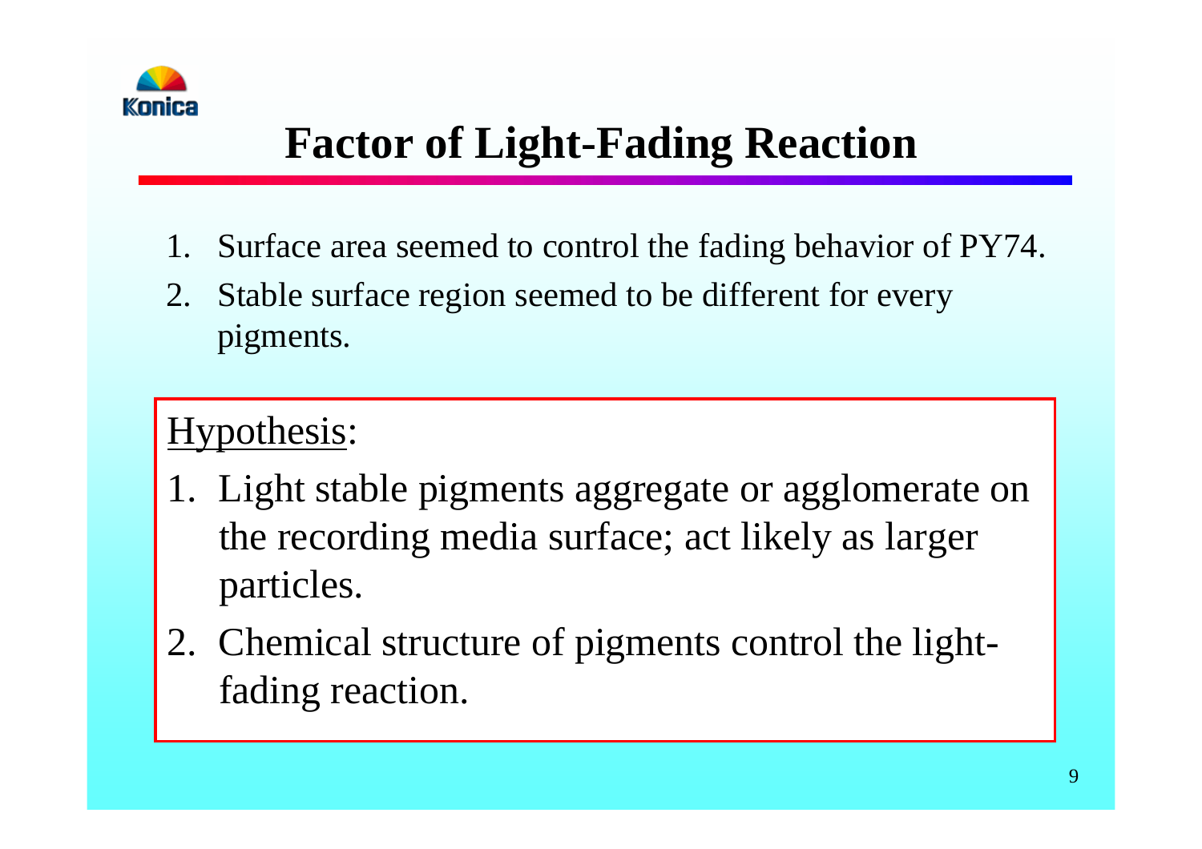# Factor of Light-Fading Reaction

1. Surface area seemed to control the fading behavior of PY74.
2. Stable surface region seemed to be different for every pigments.

Hypothesis:

1. Light stable pigments aggregate or agglomerate on the recording media surface; act likely as larger particles.
2. Chemical structure of pigments control the light-fading reaction.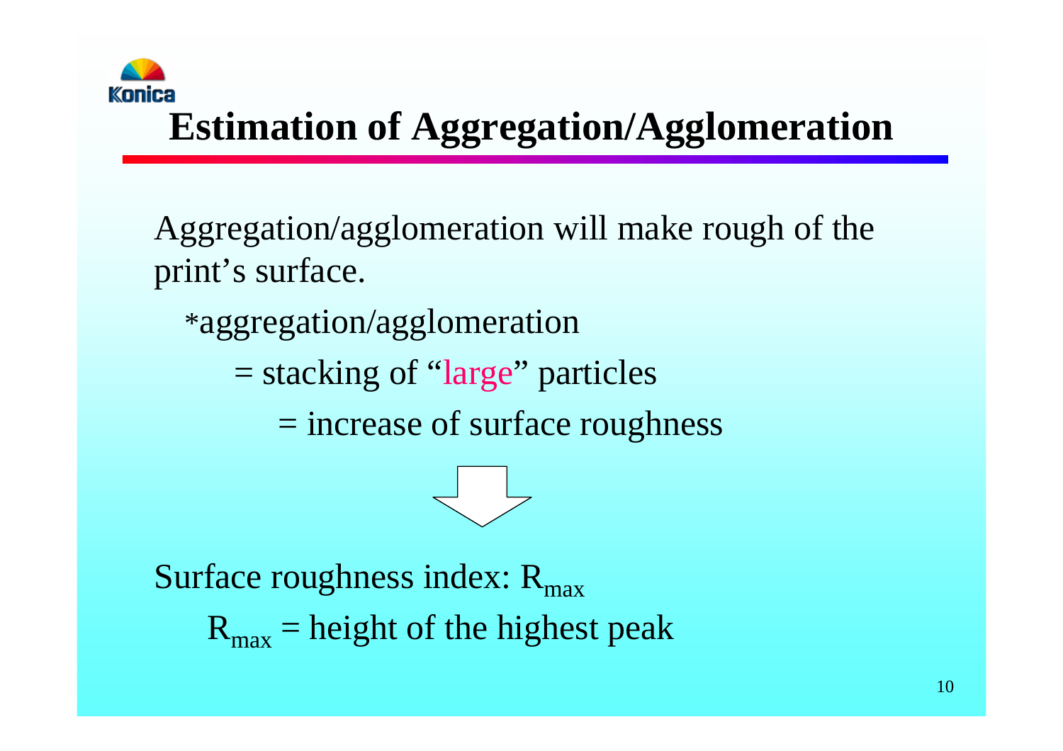# Estimation of Aggregation/Agglomeration

Aggregation/agglomeration will make rough of the print's surface.

*aggregation/agglomeration

= stacking of "large" particles

= increase of surface roughness

Surface roughness index: $R_{max}$

$R_{max}$ = height of the highest peak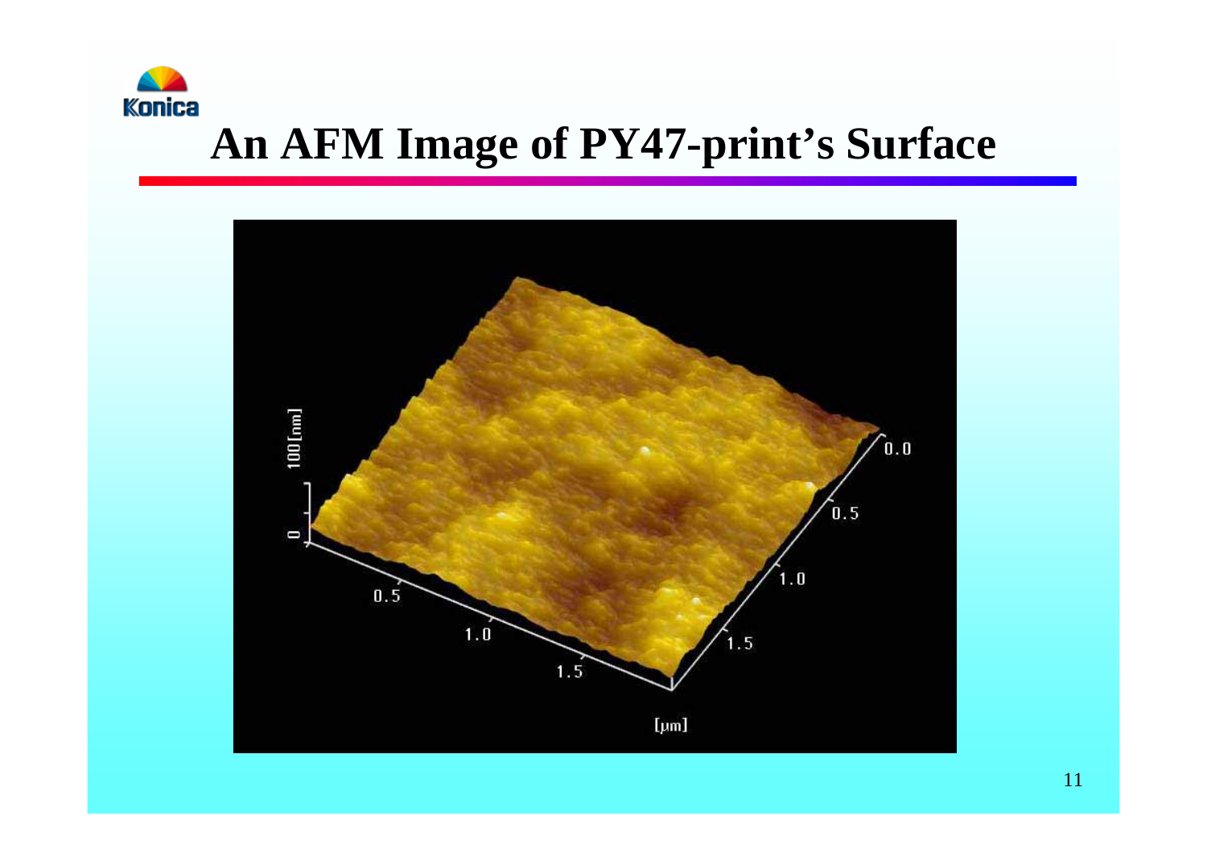# An AFM Image of PY47-print's Surface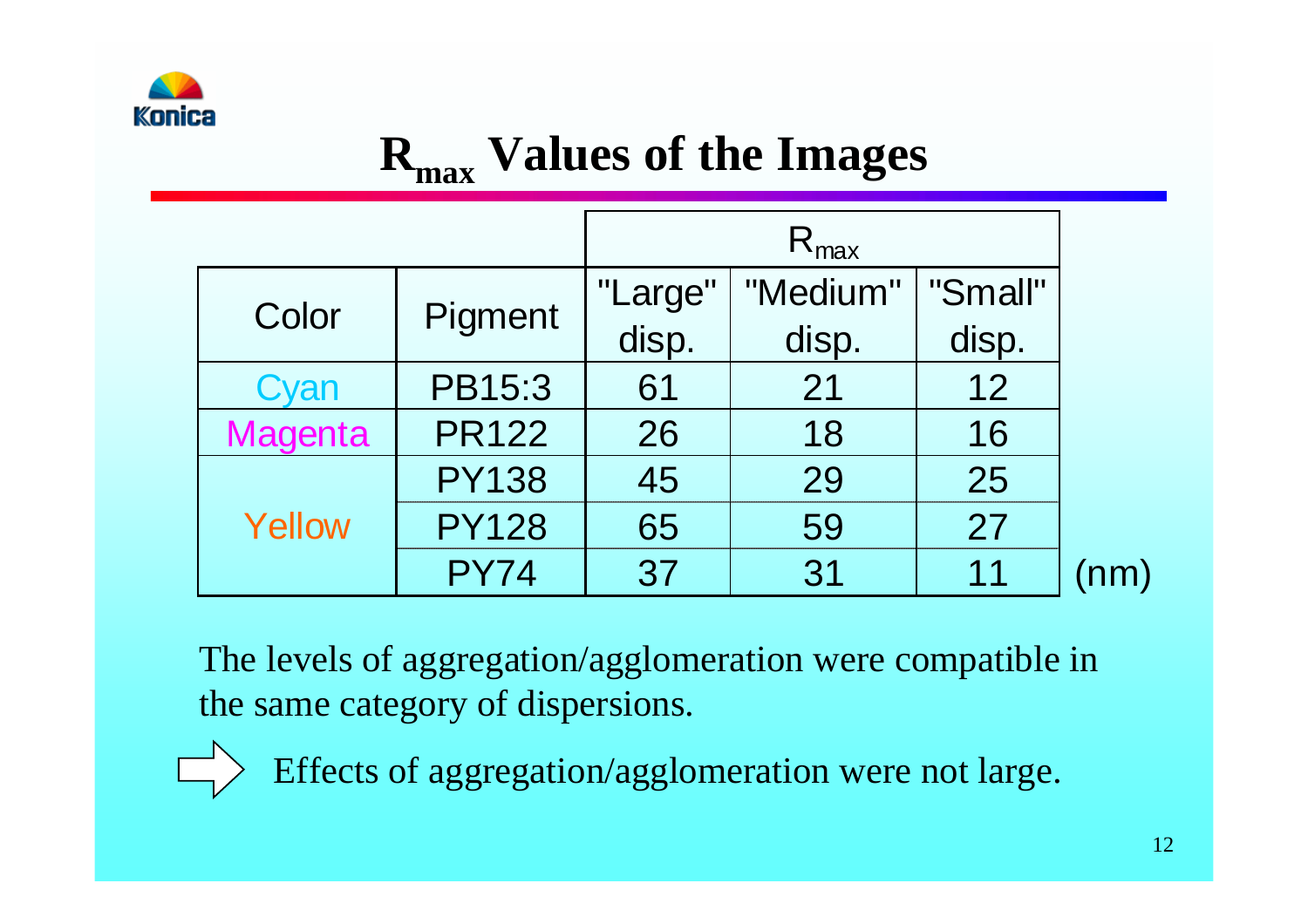# $R_{max}$ Values of the Images

| Color | Pigment | $R_{max}$ | | |
|---|---|---|---|---|
| | | "Large" disp. | "Medium" disp. | "Small" disp. |
| Cyan | PB15:3 | 61 | 21 | 12 |
| Magenta | PR122 | 26 | 18 | 16 |
| Yellow | PY138 | 45 | 29 | 25 |
| | PY128 | 65 | 59 | 27 |
| | PY74 | 37 | 31 | 11 |

(nm)

The levels of aggregation/agglomeration were compatible in the same category of dispersions.

⇨ Effects of aggregation/agglomeration were not large.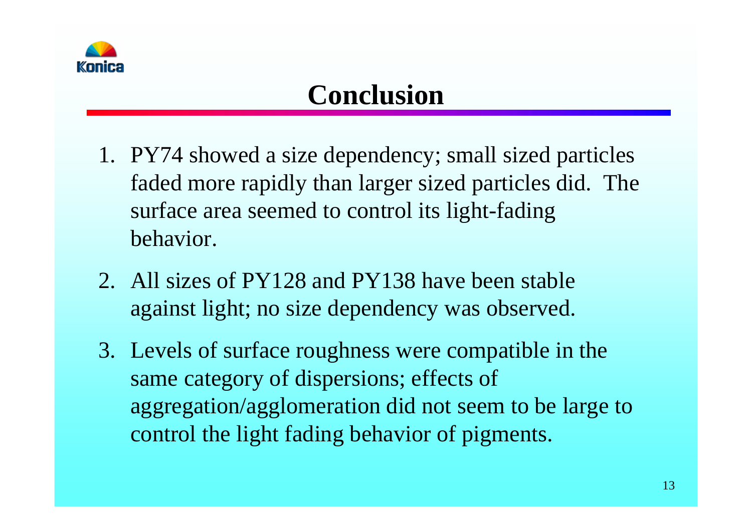# Conclusion

1. PY74 showed a size dependency; small sized particles faded more rapidly than larger sized particles did. The surface area seemed to control its light-fading behavior.
2. All sizes of PY128 and PY138 have been stable against light; no size dependency was observed.
3. Levels of surface roughness were compatible in the same category of dispersions; effects of aggregation/agglomeration did not seem to be large to control the light fading behavior of pigments.